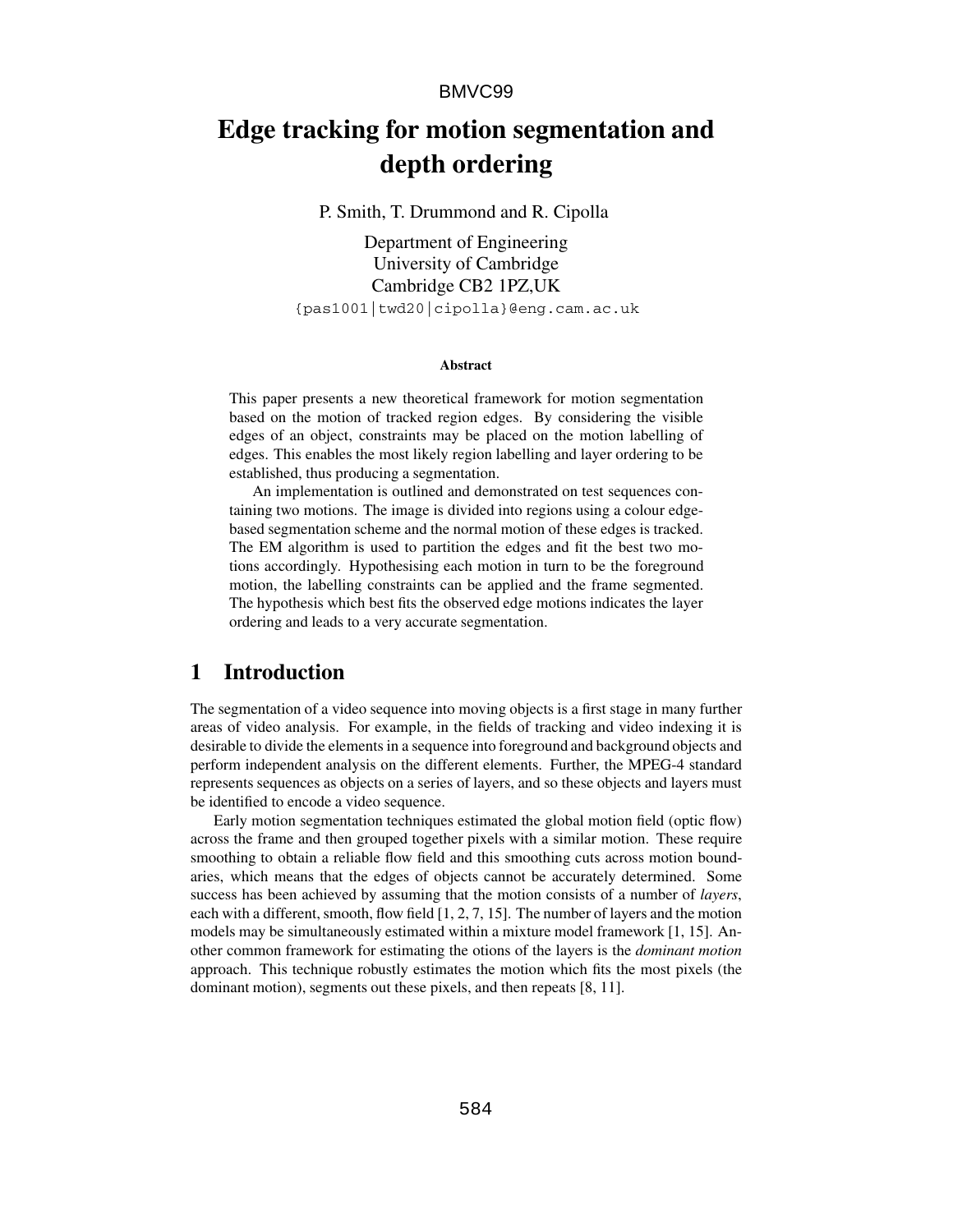# Edge tracking for motion segmentation and depth ordering

P. Smith, T. Drummond and R. Cipolla

Department of Engineering
University of Cambridge
Cambridge CB2 1PZ,UK
{pas1001|twd20|cipolla}@eng.cam.ac.uk

**Abstract**

This paper presents a new theoretical framework for motion segmentation based on the motion of tracked region edges. By considering the visible edges of an object, constraints may be placed on the motion labelling of edges. This enables the most likely region labelling and layer ordering to be established, thus producing a segmentation.

An implementation is outlined and demonstrated on test sequences containing two motions. The image is divided into regions using a colour edge-based segmentation scheme and the normal motion of these edges is tracked. The EM algorithm is used to partition the edges and fit the best two motions accordingly. Hypothesising each motion in turn to be the foreground motion, the labelling constraints can be applied and the frame segmented. The hypothesis which best fits the observed edge motions indicates the layer ordering and leads to a very accurate segmentation.

## 1 Introduction

The segmentation of a video sequence into moving objects is a first stage in many further areas of video analysis. For example, in the fields of tracking and video indexing it is desirable to divide the elements in a sequence into foreground and background objects and perform independent analysis on the different elements. Further, the MPEG-4 standard represents sequences as objects on a series of layers, and so these objects and layers must be identified to encode a video sequence.

Early motion segmentation techniques estimated the global motion field (optic flow) across the frame and then grouped together pixels with a similar motion. These require smoothing to obtain a reliable flow field and this smoothing cuts across motion boundaries, which means that the edges of objects cannot be accurately determined. Some success has been achieved by assuming that the motion consists of a number of *layers*, each with a different, smooth, flow field [1, 2, 7, 15]. The number of layers and the motion models may be simultaneously estimated within a mixture model framework [1, 15]. Another common framework for estimating the otions of the layers is the *dominant motion* approach. This technique robustly estimates the motion which fits the most pixels (the dominant motion), segments out these pixels, and then repeats [8, 11].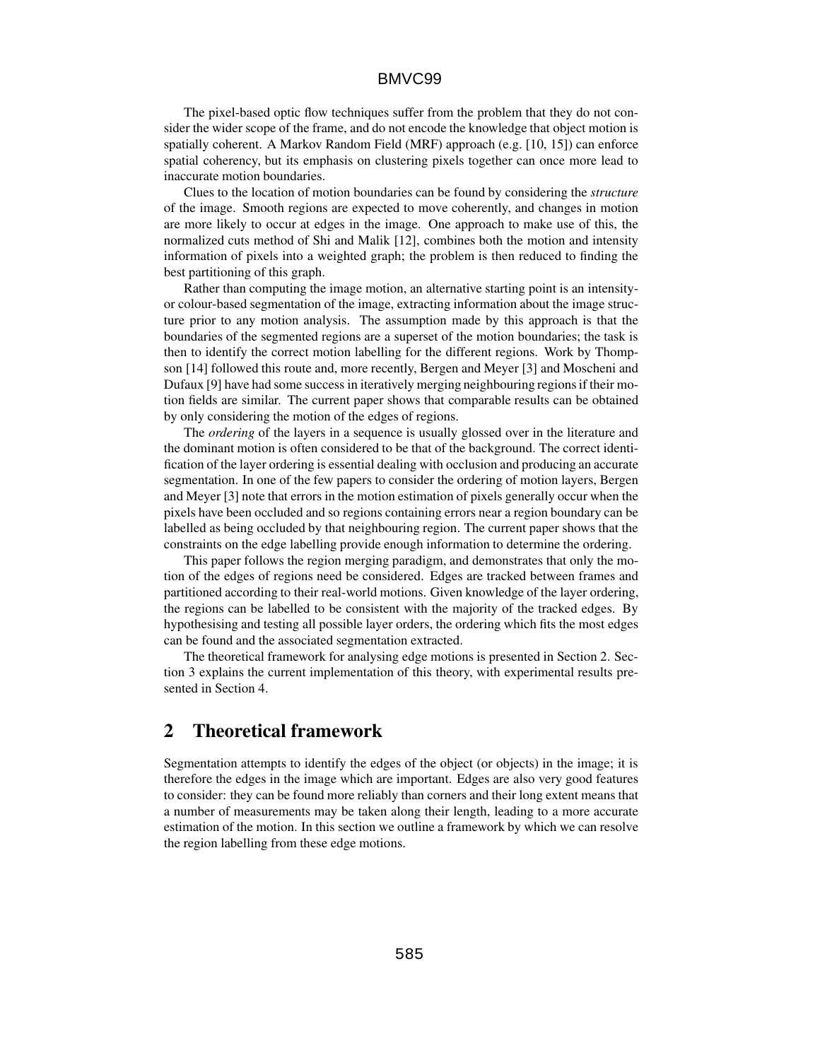The pixel-based optic flow techniques suffer from the problem that they do not consider the wider scope of the frame, and do not encode the knowledge that object motion is spatially coherent. A Markov Random Field (MRF) approach (e.g. [10, 15]) can enforce spatial coherency, but its emphasis on clustering pixels together can once more lead to inaccurate motion boundaries.

Clues to the location of motion boundaries can be found by considering the *structure* of the image. Smooth regions are expected to move coherently, and changes in motion are more likely to occur at edges in the image. One approach to make use of this, the normalized cuts method of Shi and Malik [12], combines both the motion and intensity information of pixels into a weighted graph; the problem is then reduced to finding the best partitioning of this graph.

Rather than computing the image motion, an alternative starting point is an intensity- or colour-based segmentation of the image, extracting information about the image structure prior to any motion analysis. The assumption made by this approach is that the boundaries of the segmented regions are a superset of the motion boundaries; the task is then to identify the correct motion labelling for the different regions. Work by Thompson [14] followed this route and, more recently, Bergen and Meyer [3] and Moscheni and Dufaux [9] have had some success in iteratively merging neighbouring regions if their motion fields are similar. The current paper shows that comparable results can be obtained by only considering the motion of the edges of regions.

The *ordering* of the layers in a sequence is usually glossed over in the literature and the dominant motion is often considered to be that of the background. The correct identification of the layer ordering is essential dealing with occlusion and producing an accurate segmentation. In one of the few papers to consider the ordering of motion layers, Bergen and Meyer [3] note that errors in the motion estimation of pixels generally occur when the pixels have been occluded and so regions containing errors near a region boundary can be labelled as being occluded by that neighbouring region. The current paper shows that the constraints on the edge labelling provide enough information to determine the ordering.

This paper follows the region merging paradigm, and demonstrates that only the motion of the edges of regions need be considered. Edges are tracked between frames and partitioned according to their real-world motions. Given knowledge of the layer ordering, the regions can be labelled to be consistent with the majority of the tracked edges. By hypothesising and testing all possible layer orders, the ordering which fits the most edges can be found and the associated segmentation extracted.

The theoretical framework for analysing edge motions is presented in Section 2. Section 3 explains the current implementation of this theory, with experimental results presented in Section 4.

## 2 Theoretical framework

Segmentation attempts to identify the edges of the object (or objects) in the image; it is therefore the edges in the image which are important. Edges are also very good features to consider: they can be found more reliably than corners and their long extent means that a number of measurements may be taken along their length, leading to a more accurate estimation of the motion. In this section we outline a framework by which we can resolve the region labelling from these edge motions.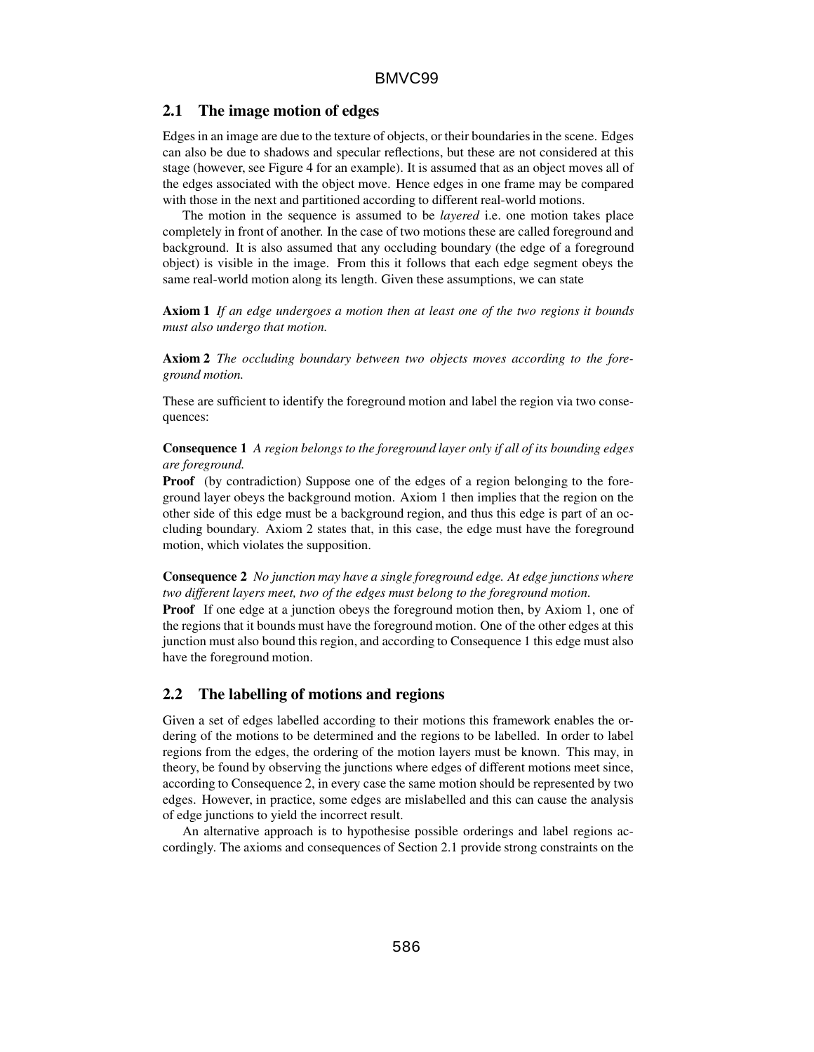## 2.1 The image motion of edges

Edges in an image are due to the texture of objects, or their boundaries in the scene. Edges can also be due to shadows and specular reflections, but these are not considered at this stage (however, see Figure 4 for an example). It is assumed that as an object moves all of the edges associated with the object move. Hence edges in one frame may be compared with those in the next and partitioned according to different real-world motions.

The motion in the sequence is assumed to be *layered* i.e. one motion takes place completely in front of another. In the case of two motions these are called foreground and background. It is also assumed that any occluding boundary (the edge of a foreground object) is visible in the image. From this it follows that each edge segment obeys the same real-world motion along its length. Given these assumptions, we can state

**Axiom 1** *If an edge undergoes a motion then at least one of the two regions it bounds must also undergo that motion.*

**Axiom 2** *The occluding boundary between two objects moves according to the foreground motion.*

These are sufficient to identify the foreground motion and label the region via two consequences:

**Consequence 1** *A region belongs to the foreground layer only if all of its bounding edges are foreground.*

**Proof** (by contradiction) Suppose one of the edges of a region belonging to the foreground layer obeys the background motion. Axiom 1 then implies that the region on the other side of this edge must be a background region, and thus this edge is part of an occluding boundary. Axiom 2 states that, in this case, the edge must have the foreground motion, which violates the supposition.

**Consequence 2** *No junction may have a single foreground edge. At edge junctions where two different layers meet, two of the edges must belong to the foreground motion.*

**Proof** If one edge at a junction obeys the foreground motion then, by Axiom 1, one of the regions that it bounds must have the foreground motion. One of the other edges at this junction must also bound this region, and according to Consequence 1 this edge must also have the foreground motion.

## 2.2 The labelling of motions and regions

Given a set of edges labelled according to their motions this framework enables the ordering of the motions to be determined and the regions to be labelled. In order to label regions from the edges, the ordering of the motion layers must be known. This may, in theory, be found by observing the junctions where edges of different motions meet since, according to Consequence 2, in every case the same motion should be represented by two edges. However, in practice, some edges are mislabelled and this can cause the analysis of edge junctions to yield the incorrect result.

An alternative approach is to hypothesise possible orderings and label regions accordingly. The axioms and consequences of Section 2.1 provide strong constraints on the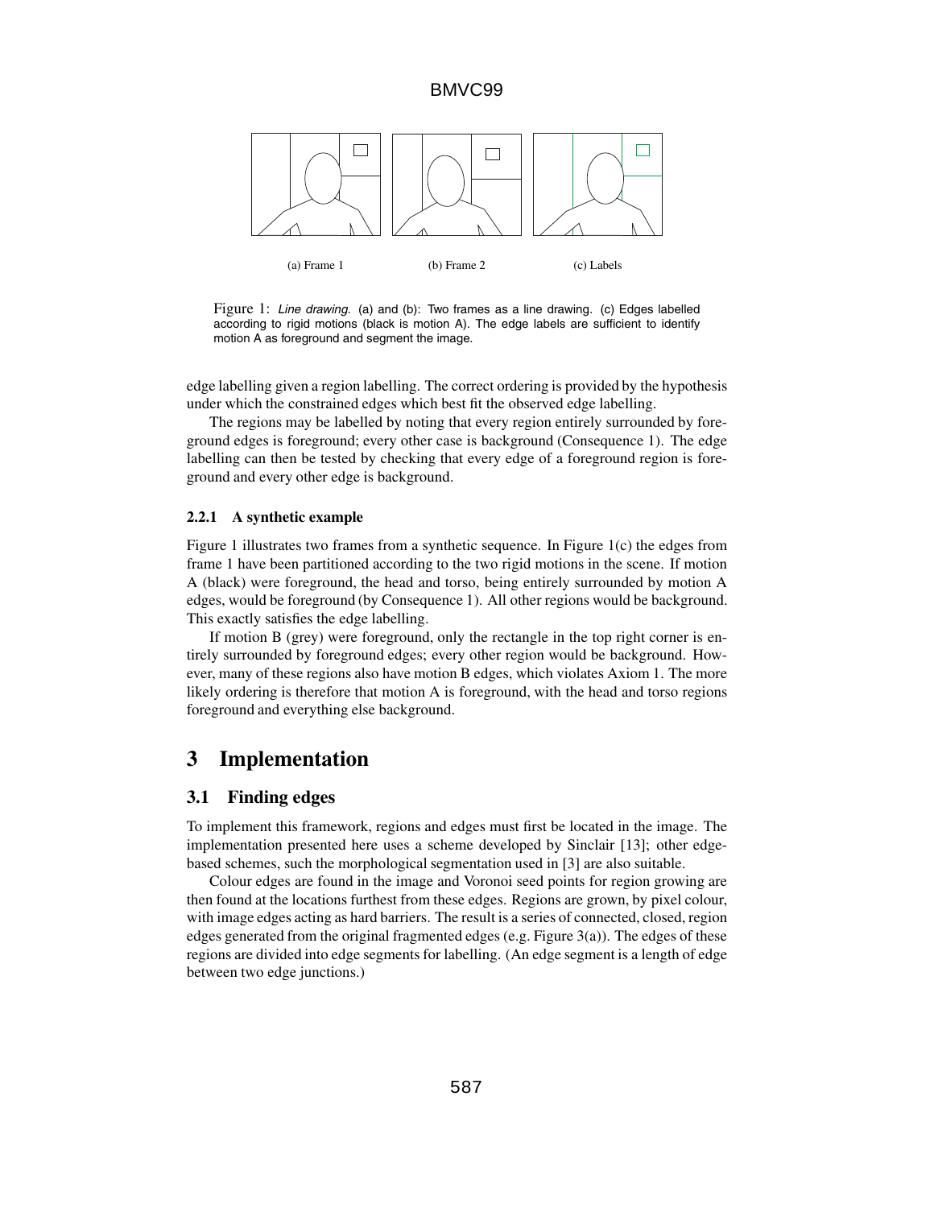(a) Frame 1 (b) Frame 2 (c) Labels

Figure 1: *Line drawing.* (a) and (b): Two frames as a line drawing. (c) Edges labelled according to rigid motions (black is motion A). The edge labels are sufficient to identify motion A as foreground and segment the image.

edge labelling given a region labelling. The correct ordering is provided by the hypothesis under which the constrained edges which best fit the observed edge labelling.

The regions may be labelled by noting that every region entirely surrounded by foreground edges is foreground; every other case is background (Consequence 1). The edge labelling can then be tested by checking that every edge of a foreground region is foreground and every other edge is background.

#### 2.2.1 A synthetic example

Figure 1 illustrates two frames from a synthetic sequence. In Figure 1(c) the edges from frame 1 have been partitioned according to the two rigid motions in the scene. If motion A (black) were foreground, the head and torso, being entirely surrounded by motion A edges, would be foreground (by Consequence 1). All other regions would be background. This exactly satisfies the edge labelling.

If motion B (grey) were foreground, only the rectangle in the top right corner is entirely surrounded by foreground edges; every other region would be background. However, many of these regions also have motion B edges, which violates Axiom 1. The more likely ordering is therefore that motion A is foreground, with the head and torso regions foreground and everything else background.

## 3 Implementation

### 3.1 Finding edges

To implement this framework, regions and edges must first be located in the image. The implementation presented here uses a scheme developed by Sinclair [13]; other edge-based schemes, such the morphological segmentation used in [3] are also suitable.

Colour edges are found in the image and Voronoi seed points for region growing are then found at the locations furthest from these edges. Regions are grown, by pixel colour, with image edges acting as hard barriers. The result is a series of connected, closed, region edges generated from the original fragmented edges (e.g. Figure 3(a)). The edges of these regions are divided into edge segments for labelling. (An edge segment is a length of edge between two edge junctions.)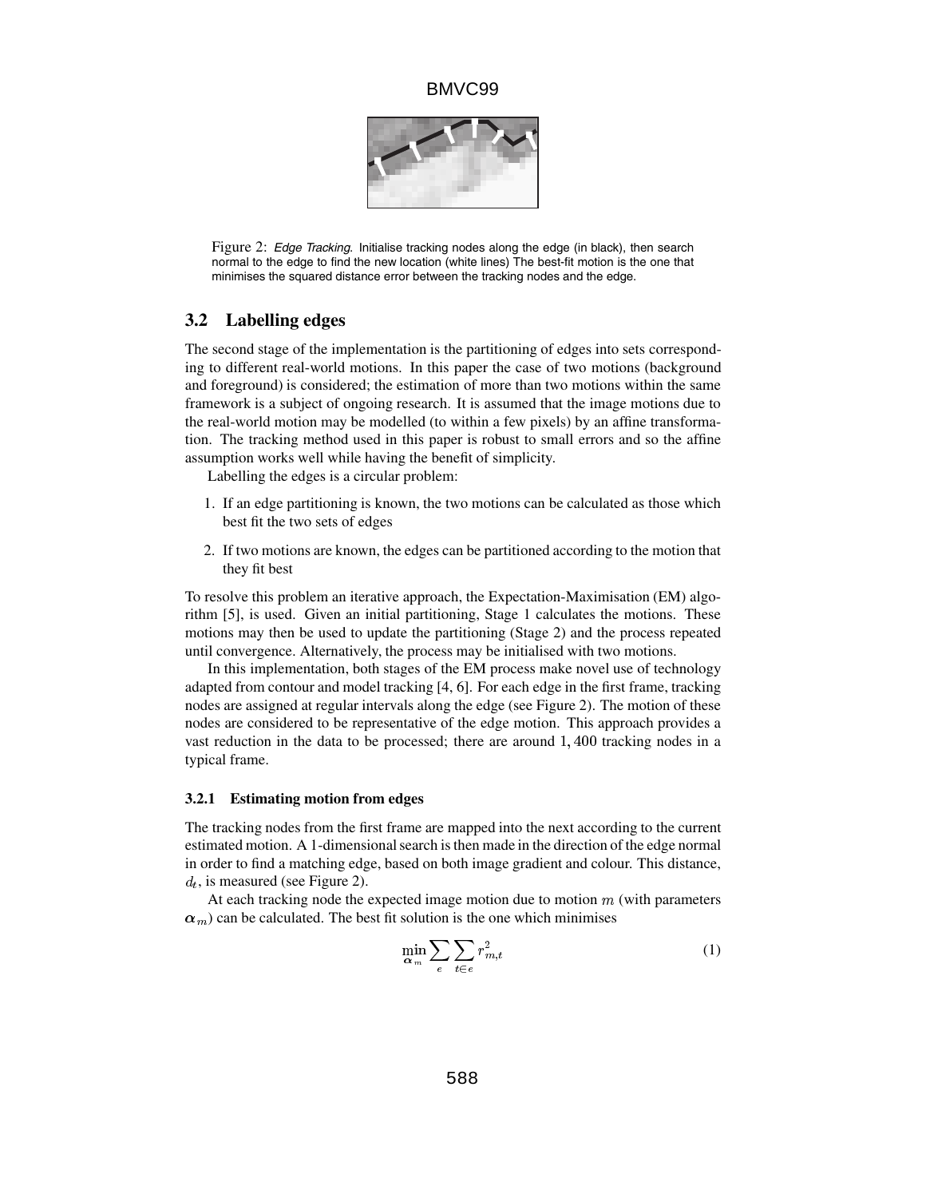Figure 2: *Edge Tracking.* Initialise tracking nodes along the edge (in black), then search normal to the edge to find the new location (white lines) The best-fit motion is the one that minimises the squared distance error between the tracking nodes and the edge.

## 3.2 Labelling edges

The second stage of the implementation is the partitioning of edges into sets corresponding to different real-world motions. In this paper the case of two motions (background and foreground) is considered; the estimation of more than two motions within the same framework is a subject of ongoing research. It is assumed that the image motions due to the real-world motion may be modelled (to within a few pixels) by an affine transformation. The tracking method used in this paper is robust to small errors and so the affine assumption works well while having the benefit of simplicity.

Labelling the edges is a circular problem:

1. If an edge partitioning is known, the two motions can be calculated as those which best fit the two sets of edges
2. If two motions are known, the edges can be partitioned according to the motion that they fit best

To resolve this problem an iterative approach, the Expectation-Maximisation (EM) algorithm [5], is used. Given an initial partitioning, Stage 1 calculates the motions. These motions may then be used to update the partitioning (Stage 2) and the process repeated until convergence. Alternatively, the process may be initialised with two motions.

In this implementation, both stages of the EM process make novel use of technology adapted from contour and model tracking [4, 6]. For each edge in the first frame, tracking nodes are assigned at regular intervals along the edge (see Figure 2). The motion of these nodes are considered to be representative of the edge motion. This approach provides a vast reduction in the data to be processed; there are around 1,400 tracking nodes in a typical frame.

### 3.2.1 Estimating motion from edges

The tracking nodes from the first frame are mapped into the next according to the current estimated motion. A 1-dimensional search is then made in the direction of the edge normal in order to find a matching edge, based on both image gradient and colour. This distance, $d_t$, is measured (see Figure 2).

At each tracking node the expected image motion due to motion $m$ (with parameters $\boldsymbol{\alpha}_m$) can be calculated. The best fit solution is the one which minimises

$$\min_{\boldsymbol{\alpha}_m} \sum_{e} \sum_{t \in e} r_{m,t}^2 \tag{1}$$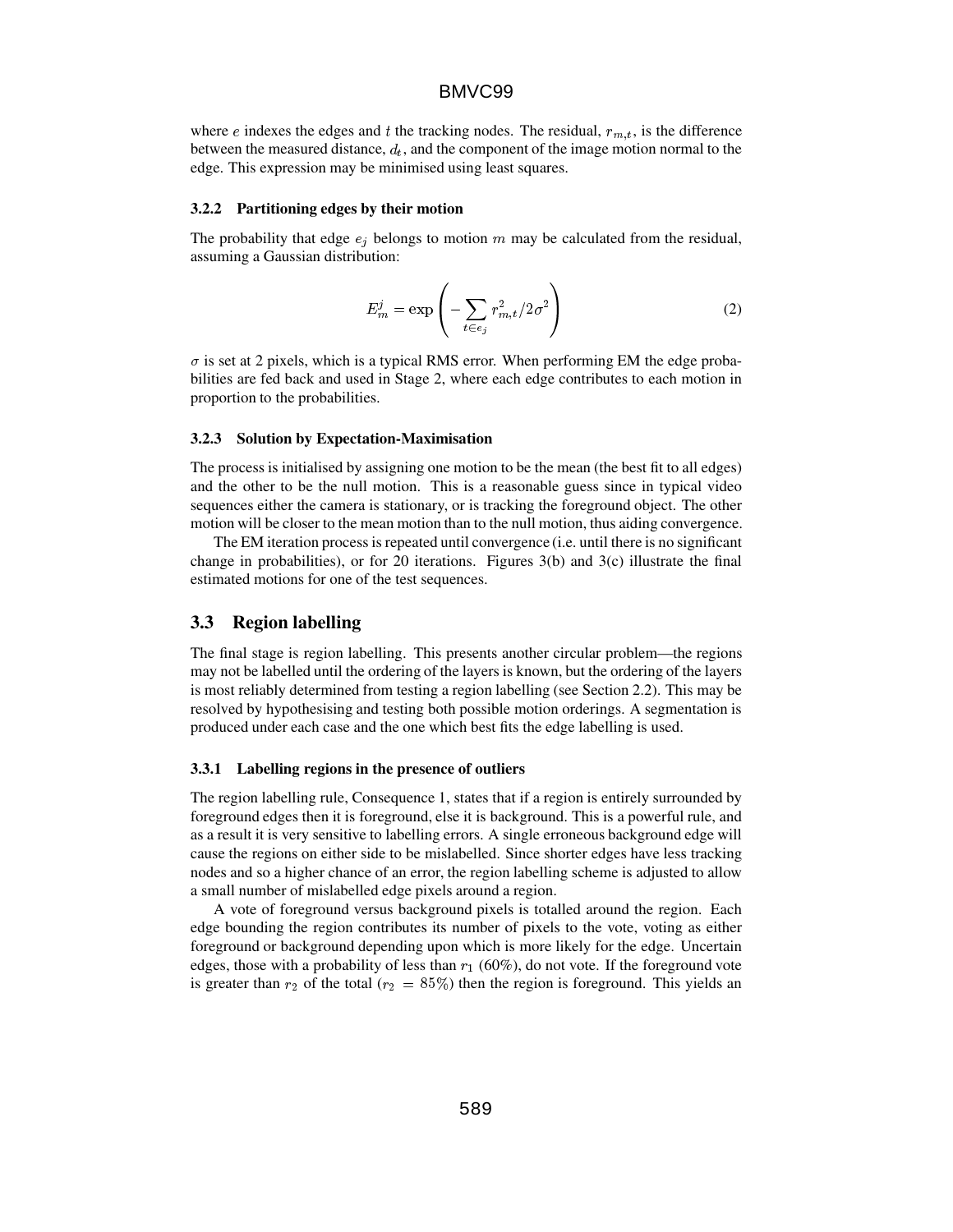where $e$ indexes the edges and $t$ the tracking nodes. The residual, $r_{m,t}$, is the difference between the measured distance, $d_t$, and the component of the image motion normal to the edge. This expression may be minimised using least squares.

#### 3.2.2 Partitioning edges by their motion

The probability that edge $e_j$ belongs to motion $m$ may be calculated from the residual, assuming a Gaussian distribution:

$$E_m^j = \exp\left(-\sum_{t \in e_j} r_{m,t}^2 / 2\sigma^2\right) \tag{2}$$

$\sigma$ is set at 2 pixels, which is a typical RMS error. When performing EM the edge probabilities are fed back and used in Stage 2, where each edge contributes to each motion in proportion to the probabilities.

#### 3.2.3 Solution by Expectation-Maximisation

The process is initialised by assigning one motion to be the mean (the best fit to all edges) and the other to be the null motion. This is a reasonable guess since in typical video sequences either the camera is stationary, or is tracking the foreground object. The other motion will be closer to the mean motion than to the null motion, thus aiding convergence.

The EM iteration process is repeated until convergence (i.e. until there is no significant change in probabilities), or for 20 iterations. Figures 3(b) and 3(c) illustrate the final estimated motions for one of the test sequences.

### 3.3 Region labelling

The final stage is region labelling. This presents another circular problem—the regions may not be labelled until the ordering of the layers is known, but the ordering of the layers is most reliably determined from testing a region labelling (see Section 2.2). This may be resolved by hypothesising and testing both possible motion orderings. A segmentation is produced under each case and the one which best fits the edge labelling is used.

#### 3.3.1 Labelling regions in the presence of outliers

The region labelling rule, Consequence 1, states that if a region is entirely surrounded by foreground edges then it is foreground, else it is background. This is a powerful rule, and as a result it is very sensitive to labelling errors. A single erroneous background edge will cause the regions on either side to be mislabelled. Since shorter edges have less tracking nodes and so a higher chance of an error, the region labelling scheme is adjusted to allow a small number of mislabelled edge pixels around a region.

A vote of foreground versus background pixels is totalled around the region. Each edge bounding the region contributes its number of pixels to the vote, voting as either foreground or background depending upon which is more likely for the edge. Uncertain edges, those with a probability of less than $r_1$ (60%), do not vote. If the foreground vote is greater than $r_2$ of the total ($r_2 = 85\%$) then the region is foreground. This yields an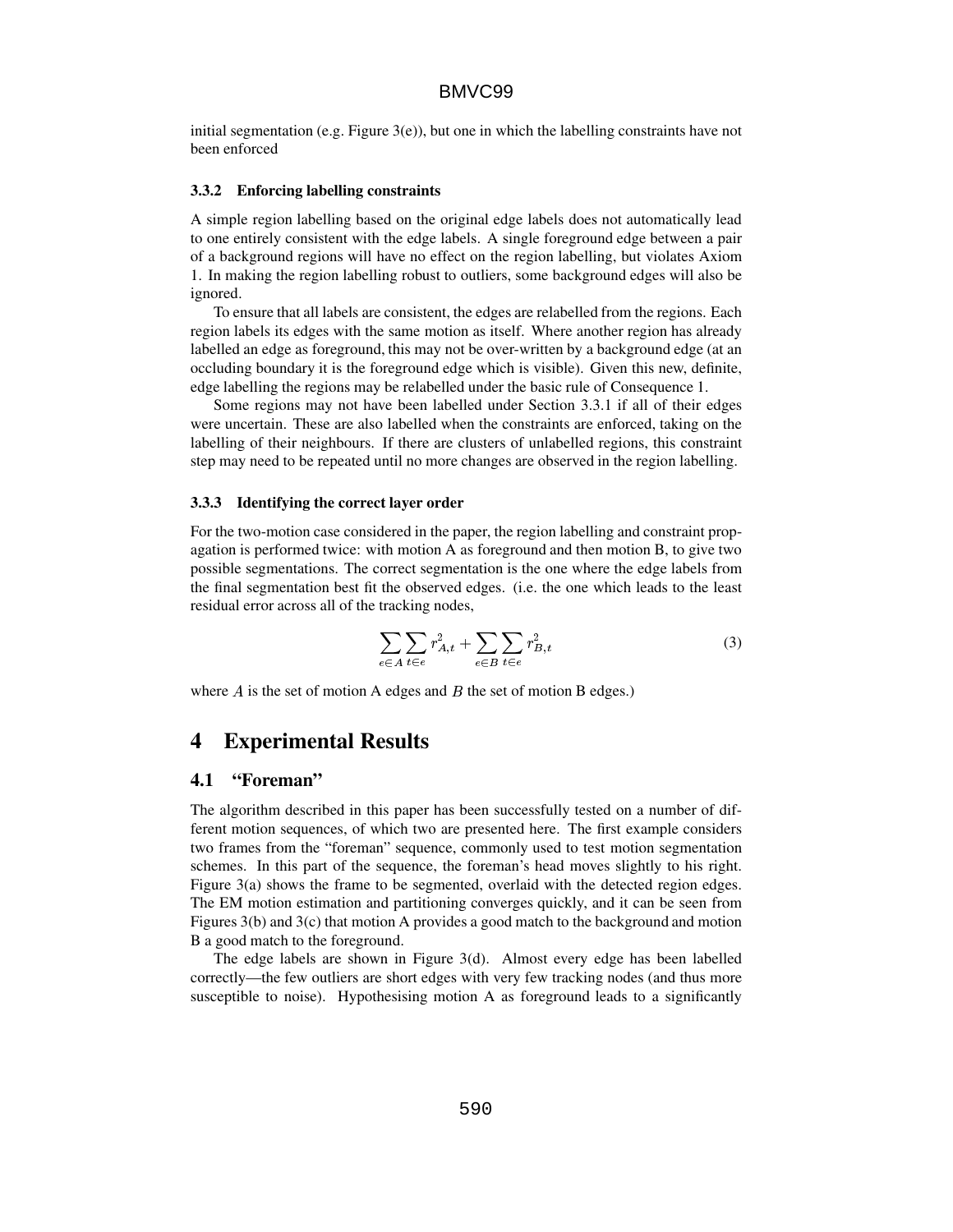initial segmentation (e.g. Figure 3(e)), but one in which the labelling constraints have not been enforced

#### 3.3.2 Enforcing labelling constraints

A simple region labelling based on the original edge labels does not automatically lead to one entirely consistent with the edge labels. A single foreground edge between a pair of a background regions will have no effect on the region labelling, but violates Axiom 1. In making the region labelling robust to outliers, some background edges will also be ignored.

To ensure that all labels are consistent, the edges are relabelled from the regions. Each region labels its edges with the same motion as itself. Where another region has already labelled an edge as foreground, this may not be over-written by a background edge (at an occluding boundary it is the foreground edge which is visible). Given this new, definite, edge labelling the regions may be relabelled under the basic rule of Consequence 1.

Some regions may not have been labelled under Section 3.3.1 if all of their edges were uncertain. These are also labelled when the constraints are enforced, taking on the labelling of their neighbours. If there are clusters of unlabelled regions, this constraint step may need to be repeated until no more changes are observed in the region labelling.

#### 3.3.3 Identifying the correct layer order

For the two-motion case considered in the paper, the region labelling and constraint propagation is performed twice: with motion A as foreground and then motion B, to give two possible segmentations. The correct segmentation is the one where the edge labels from the final segmentation best fit the observed edges. (i.e. the one which leads to the least residual error across all of the tracking nodes,

$$\sum_{e \in A} \sum_{t \in e} r_{A,t}^2 + \sum_{e \in B} \sum_{t \in e} r_{B,t}^2 \tag{3}$$

where $A$ is the set of motion A edges and $B$ the set of motion B edges.)

## 4 Experimental Results

### 4.1 "Foreman"

The algorithm described in this paper has been successfully tested on a number of different motion sequences, of which two are presented here. The first example considers two frames from the "foreman" sequence, commonly used to test motion segmentation schemes. In this part of the sequence, the foreman's head moves slightly to his right. Figure 3(a) shows the frame to be segmented, overlaid with the detected region edges. The EM motion estimation and partitioning converges quickly, and it can be seen from Figures 3(b) and 3(c) that motion A provides a good match to the background and motion B a good match to the foreground.

The edge labels are shown in Figure 3(d). Almost every edge has been labelled correctly—the few outliers are short edges with very few tracking nodes (and thus more susceptible to noise). Hypothesising motion A as foreground leads to a significantly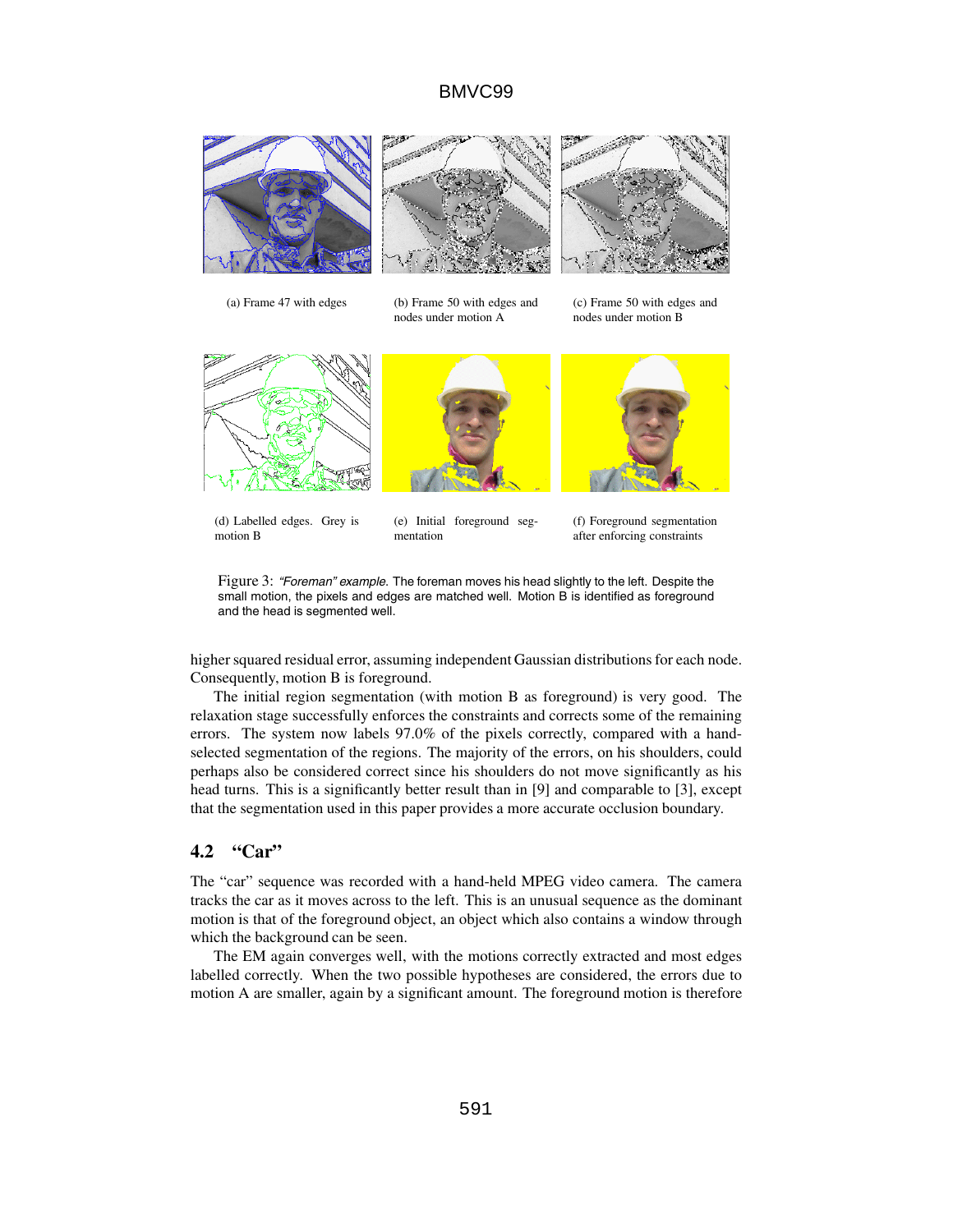(a) Frame 47 with edges

(b) Frame 50 with edges and nodes under motion A

(c) Frame 50 with edges and nodes under motion B

(d) Labelled edges. Grey is motion B

(e) Initial foreground segmentation

(f) Foreground segmentation after enforcing constraints

Figure 3: *"Foreman" example.* The foreman moves his head slightly to the left. Despite the small motion, the pixels and edges are matched well. Motion B is identified as foreground and the head is segmented well.

higher squared residual error, assuming independent Gaussian distributions for each node. Consequently, motion B is foreground.

The initial region segmentation (with motion B as foreground) is very good. The relaxation stage successfully enforces the constraints and corrects some of the remaining errors. The system now labels 97.0% of the pixels correctly, compared with a hand-selected segmentation of the regions. The majority of the errors, on his shoulders, could perhaps also be considered correct since his shoulders do not move significantly as his head turns. This is a significantly better result than in [9] and comparable to [3], except that the segmentation used in this paper provides a more accurate occlusion boundary.

## 4.2 "Car"

The "car" sequence was recorded with a hand-held MPEG video camera. The camera tracks the car as it moves across to the left. This is an unusual sequence as the dominant motion is that of the foreground object, an object which also contains a window through which the background can be seen.

The EM again converges well, with the motions correctly extracted and most edges labelled correctly. When the two possible hypotheses are considered, the errors due to motion A are smaller, again by a significant amount. The foreground motion is therefore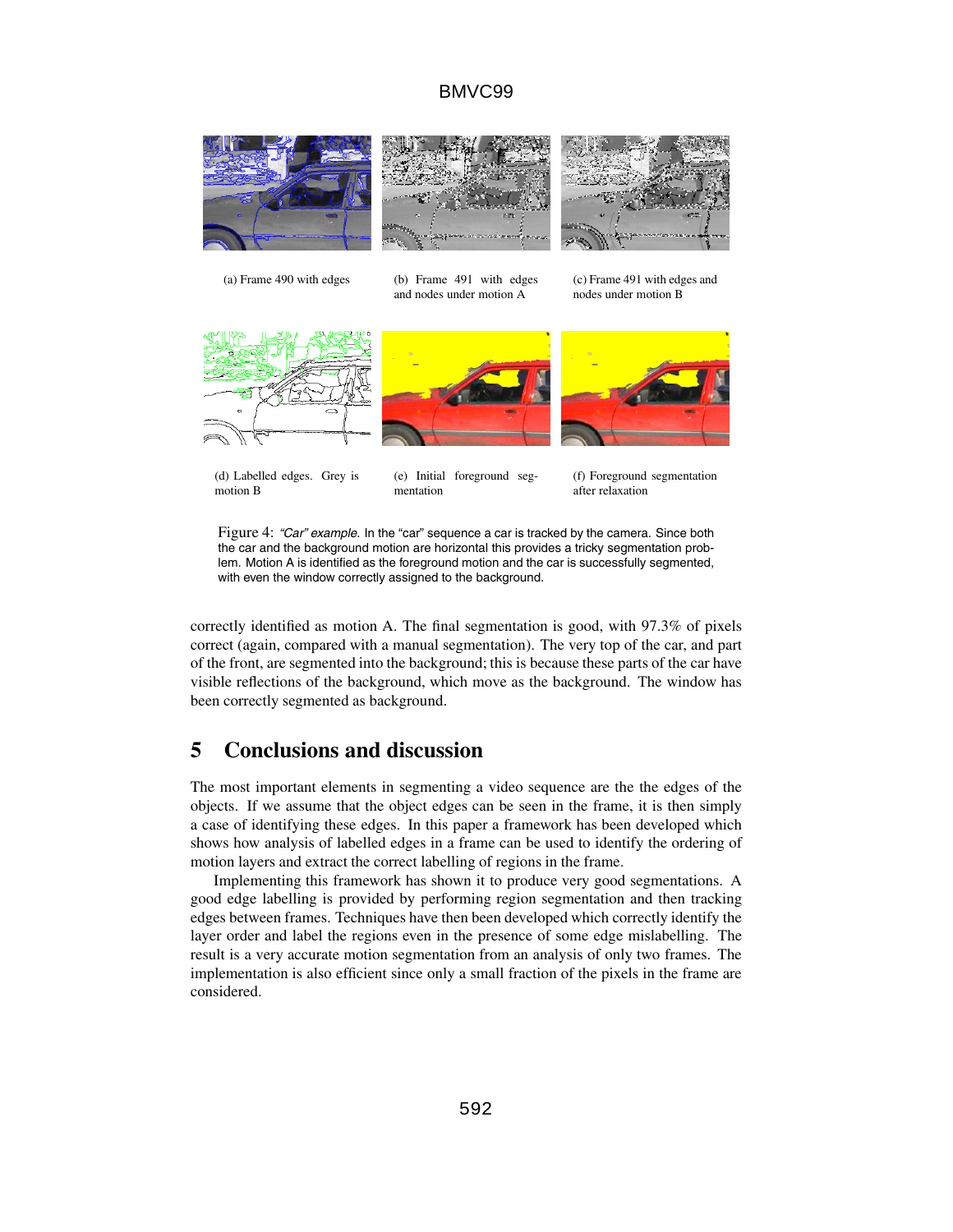(a) Frame 490 with edges

(b) Frame 491 with edges and nodes under motion A

(c) Frame 491 with edges and nodes under motion B

(d) Labelled edges. Grey is motion B

(e) Initial foreground segmentation

(f) Foreground segmentation after relaxation

Figure 4: *"Car" example.* In the "car" sequence a car is tracked by the camera. Since both the car and the background motion are horizontal this provides a tricky segmentation problem. Motion A is identified as the foreground motion and the car is successfully segmented, with even the window correctly assigned to the background.

correctly identified as motion A. The final segmentation is good, with 97.3% of pixels correct (again, compared with a manual segmentation). The very top of the car, and part of the front, are segmented into the background; this is because these parts of the car have visible reflections of the background, which move as the background. The window has been correctly segmented as background.

## 5 Conclusions and discussion

The most important elements in segmenting a video sequence are the the edges of the objects. If we assume that the object edges can be seen in the frame, it is then simply a case of identifying these edges. In this paper a framework has been developed which shows how analysis of labelled edges in a frame can be used to identify the ordering of motion layers and extract the correct labelling of regions in the frame.

Implementing this framework has shown it to produce very good segmentations. A good edge labelling is provided by performing region segmentation and then tracking edges between frames. Techniques have then been developed which correctly identify the layer order and label the regions even in the presence of some edge mislabelling. The result is a very accurate motion segmentation from an analysis of only two frames. The implementation is also efficient since only a small fraction of the pixels in the frame are considered.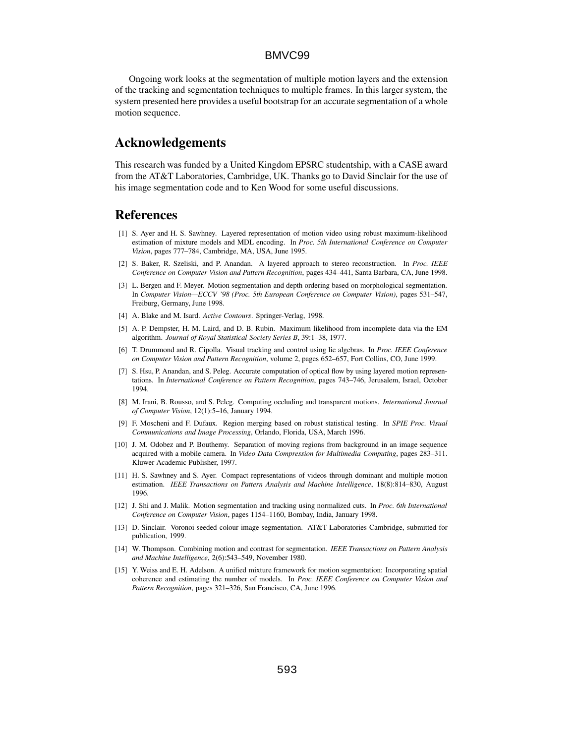Ongoing work looks at the segmentation of multiple motion layers and the extension of the tracking and segmentation techniques to multiple frames. In this larger system, the system presented here provides a useful bootstrap for an accurate segmentation of a whole motion sequence.

## Acknowledgements

This research was funded by a United Kingdom EPSRC studentship, with a CASE award from the AT&T Laboratories, Cambridge, UK. Thanks go to David Sinclair for the use of his image segmentation code and to Ken Wood for some useful discussions.

## References

[1] S. Ayer and H. S. Sawhney. Layered representation of motion video using robust maximum-likelihood estimation of mixture models and MDL encoding. In *Proc. 5th International Conference on Computer Vision*, pages 777–784, Cambridge, MA, USA, June 1995.

[2] S. Baker, R. Szeliski, and P. Anandan. A layered approach to stereo reconstruction. In *Proc. IEEE Conference on Computer Vision and Pattern Recognition*, pages 434–441, Santa Barbara, CA, June 1998.

[3] L. Bergen and F. Meyer. Motion segmentation and depth ordering based on morphological segmentation. In *Computer Vision—ECCV '98 (Proc. 5th European Conference on Computer Vision)*, pages 531–547, Freiburg, Germany, June 1998.

[4] A. Blake and M. Isard. *Active Contours*. Springer-Verlag, 1998.

[5] A. P. Dempster, H. M. Laird, and D. B. Rubin. Maximum likelihood from incomplete data via the EM algorithm. *Journal of Royal Statistical Society Series B*, 39:1–38, 1977.

[6] T. Drummond and R. Cipolla. Visual tracking and control using lie algebras. In *Proc. IEEE Conference on Computer Vision and Pattern Recognition*, volume 2, pages 652–657, Fort Collins, CO, June 1999.

[7] S. Hsu, P. Anandan, and S. Peleg. Accurate computation of optical flow by using layered motion representations. In *International Conference on Pattern Recognition*, pages 743–746, Jerusalem, Israel, October 1994.

[8] M. Irani, B. Rousso, and S. Peleg. Computing occluding and transparent motions. *International Journal of Computer Vision*, 12(1):5–16, January 1994.

[9] F. Moscheni and F. Dufaux. Region merging based on robust statistical testing. In *SPIE Proc. Visual Communications and Image Processing*, Orlando, Florida, USA, March 1996.

[10] J. M. Odobez and P. Bouthemy. Separation of moving regions from background in an image sequence acquired with a mobile camera. In *Video Data Compression for Multimedia Computing*, pages 283–311. Kluwer Academic Publisher, 1997.

[11] H. S. Sawhney and S. Ayer. Compact representations of videos through dominant and multiple motion estimation. *IEEE Transactions on Pattern Analysis and Machine Intelligence*, 18(8):814–830, August 1996.

[12] J. Shi and J. Malik. Motion segmentation and tracking using normalized cuts. In *Proc. 6th International Conference on Computer Vision*, pages 1154–1160, Bombay, India, January 1998.

[13] D. Sinclair. Voronoi seeded colour image segmentation. AT&T Laboratories Cambridge, submitted for publication, 1999.

[14] W. Thompson. Combining motion and contrast for segmentation. *IEEE Transactions on Pattern Analysis and Machine Intelligence*, 2(6):543–549, November 1980.

[15] Y. Weiss and E. H. Adelson. A unified mixture framework for motion segmentation: Incorporating spatial coherence and estimating the number of models. In *Proc. IEEE Conference on Computer Vision and Pattern Recognition*, pages 321–326, San Francisco, CA, June 1996.